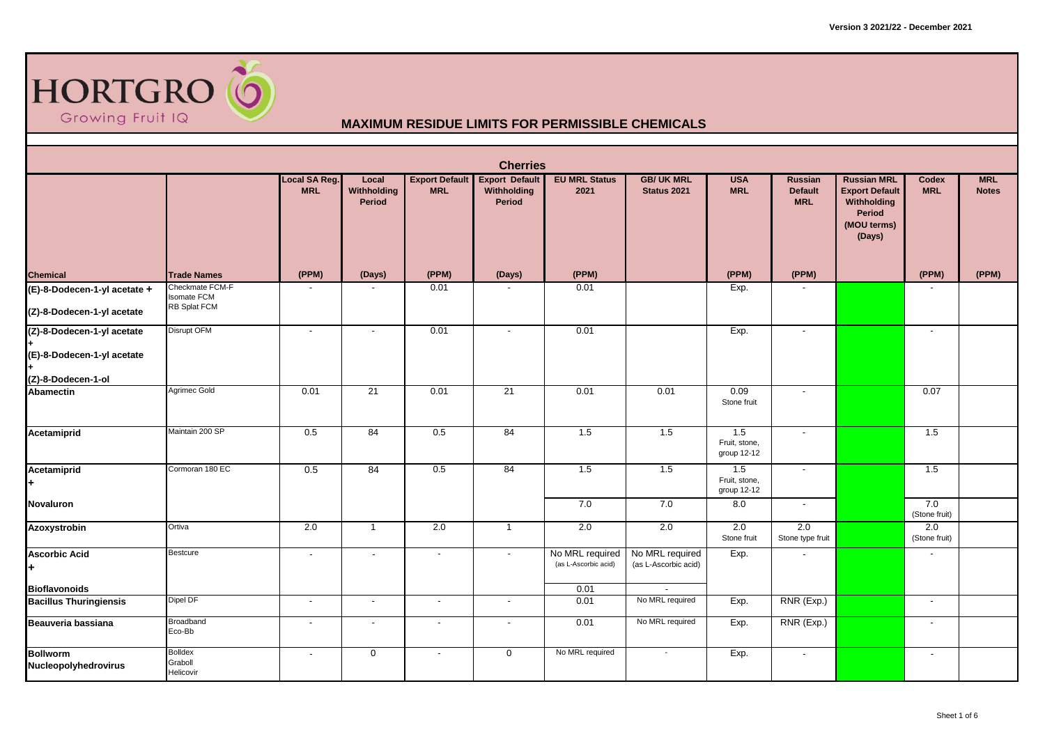Version 3 2021/22 - December 2021

HORTGRO
Growing Fruit IQ

## MAXIMUM RESIDUE LIMITS FOR PERMISSIBLE CHEMICALS

### Cherries

| Chemical | Trade Names | Local SA Reg. MRL | Local Withholding Period | Export Default MRL | Export Default Withholding Period | EU MRL Status 2021 | GB/ UK MRL Status 2021 | USA MRL | Russian Default MRL | Russian MRL Export Default Withholding Period (MOU terms) (Days) | Codex MRL | MRL Notes |
|---|---|---|---|---|---|---|---|---|---|---|---|---|
| | | (PPM) | (Days) | (PPM) | (Days) | (PPM) | | (PPM) | (PPM) | | (PPM) | (PPM) |
| (E)-8-Dodecen-1-yl acetate + (Z)-8-Dodecen-1-yl acetate | Checkmate FCM-F Isomate FCM RB Splat FCM | - | - | 0.01 | - | 0.01 | | Exp. | - | | - | |
| (Z)-8-Dodecen-1-yl acetate + (E)-8-Dodecen-1-yl acetate + (Z)-8-Dodecen-1-ol | Disrupt OFM | - | - | 0.01 | - | 0.01 | | Exp. | - | | - | |
| Abamectin | Agrimec Gold | 0.01 | 21 | 0.01 | 21 | 0.01 | 0.01 | 0.09 Stone fruit | - | | 0.07 | |
| Acetamiprid | Maintain 200 SP | 0.5 | 84 | 0.5 | 84 | 1.5 | 1.5 | 1.5 Fruit, stone, group 12-12 | - | | 1.5 | |
| Acetamiprid + | Cormoran 180 EC | 0.5 | 84 | 0.5 | 84 | 1.5 | 1.5 | 1.5 Fruit, stone, group 12-12 | - | | 1.5 | |
| Novaluron | | | | | | 7.0 | 7.0 | 8.0 | - | | 7.0 (Stone fruit) | |
| Azoxystrobin | Ortiva | 2.0 | 1 | 2.0 | 1 | 2.0 | 2.0 | 2.0 Stone fruit | 2.0 Stone type fruit | | 2.0 (Stone fruit) | |
| Ascorbic Acid + | Bestcure | - | - | - | - | No MRL required (as L-Ascorbic acid) | No MRL required (as L-Ascorbic acid) | Exp. | - | | - | |
| Bioflavonoids | | | | | | 0.01 | - | | | | | |
| Bacillus Thuringiensis | Dipel DF | - | - | - | - | 0.01 | No MRL required | Exp. | RNR (Exp.) | | - | |
| Beauveria bassiana | Broadband Eco-Bb | - | - | - | - | 0.01 | No MRL required | Exp. | RNR (Exp.) | | - | |
| Bollworm Nucleopolyhedrovirus | Bolldex Graboll Helicovir | - | 0 | - | 0 | No MRL required | - | Exp. | - | | - | |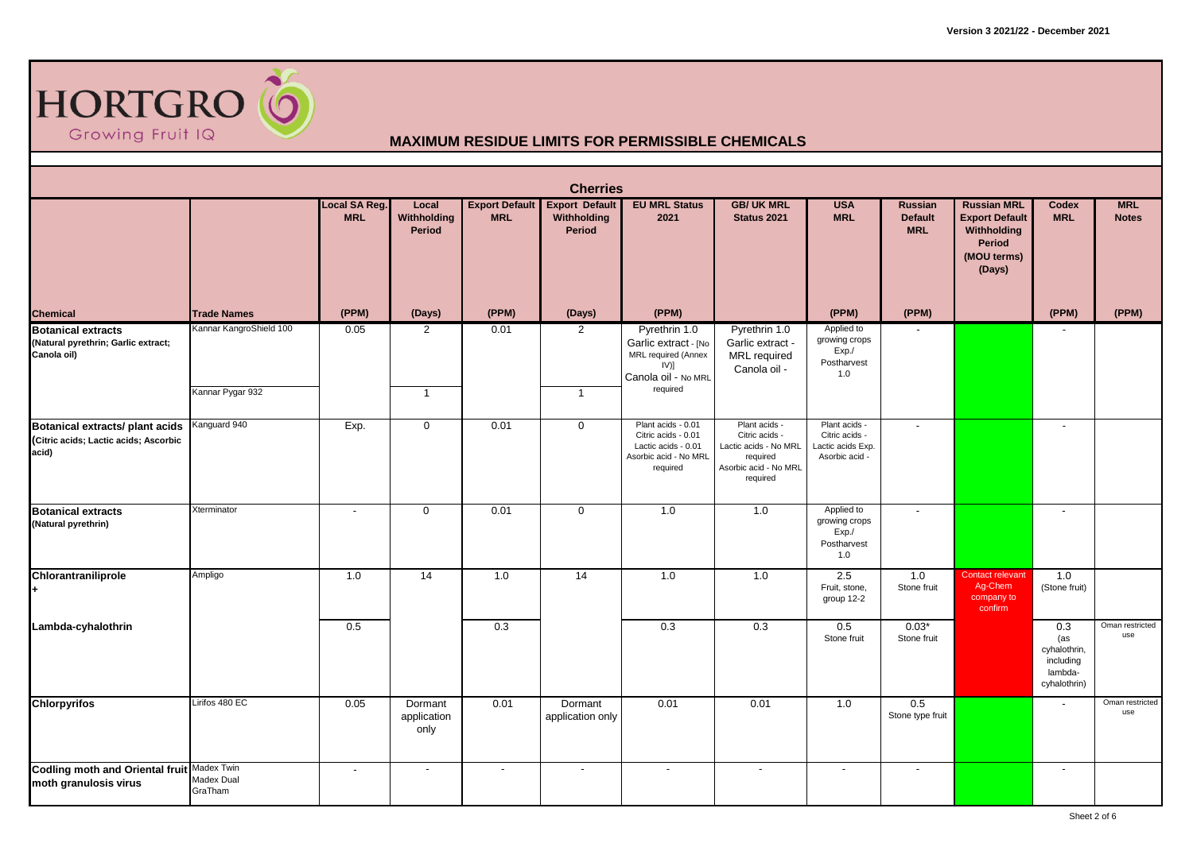# HORTGRO

Growing Fruit IQ

## MAXIMUM RESIDUE LIMITS FOR PERMISSIBLE CHEMICALS

### Cherries

| Chemical | Trade Names | Local SA Reg. MRL (PPM) | Local Withholding Period (Days) | Export Default MRL (PPM) | Export Default Withholding Period (Days) | EU MRL Status 2021 (PPM) | GB/ UK MRL Status 2021 | USA MRL (PPM) | Russian Default MRL (PPM) | Russian MRL Export Default Withholding Period (MOU terms) (Days) | Codex MRL (PPM) | MRL Notes (PPM) |
|---|---|---|---|---|---|---|---|---|---|---|---|---|
| **Botanical extracts** (Natural pyrethrin; Garlic extract; Canola oil) | Kannar KangroShield 100 | 0.05 | 2 | 0.01 | 2 | Pyrethrin 1.0 Garlic extract - [No MRL required (Annex IV)] Canola oil - No MRL required | Pyrethrin 1.0 Garlic extract - MRL required Canola oil - | Applied to growing crops Exp./ Postharvest 1.0 | - | | - | |
| | Kannar Pygar 932 | | 1 | | 1 | | | | | | | |
| **Botanical extracts/ plant acids** (Citric acids; Lactic acids; Ascorbic acid) | Kanguard 940 | Exp. | 0 | 0.01 | 0 | Plant acids - 0.01 Citric acids - 0.01 Lactic acids - 0.01 Asorbic acid - No MRL required | Plant acids - Citric acids - Lactic acids - No MRL required Asorbic acid - No MRL required | Plant acids - Citric acids - Lactic acids Exp. Asorbic acid - | - | | - | |
| **Botanical extracts** (Natural pyrethrin) | Xterminator | - | 0 | 0.01 | 0 | 1.0 | 1.0 | Applied to growing crops Exp./ Postharvest 1.0 | - | | - | |
| **Chlorantraniliprole** + | Ampligo | 1.0 | 14 | 1.0 | 14 | 1.0 | 1.0 | 2.5 Fruit, stone, group 12-2 | 1.0 Stone fruit | Contact relevant Ag-Chem company to confirm | 1.0 (Stone fruit) | |
| **Lambda-cyhalothrin** | | 0.5 | | 0.3 | | 0.3 | 0.3 | 0.5 Stone fruit | 0.03* Stone fruit | | 0.3 (as cyhalothrin, including lambda-cyhalothrin) | Oman restricted use |
| **Chlorpyrifos** | Lirifos 480 EC | 0.05 | Dormant application only | 0.01 | Dormant application only | 0.01 | 0.01 | 1.0 | 0.5 Stone type fruit | | - | Oman restricted use |
| **Codling moth and Oriental fruit moth granulosis virus** | Madex Twin Madex Dual GraTham | - | - | - | - | - | - | - | - | | - | |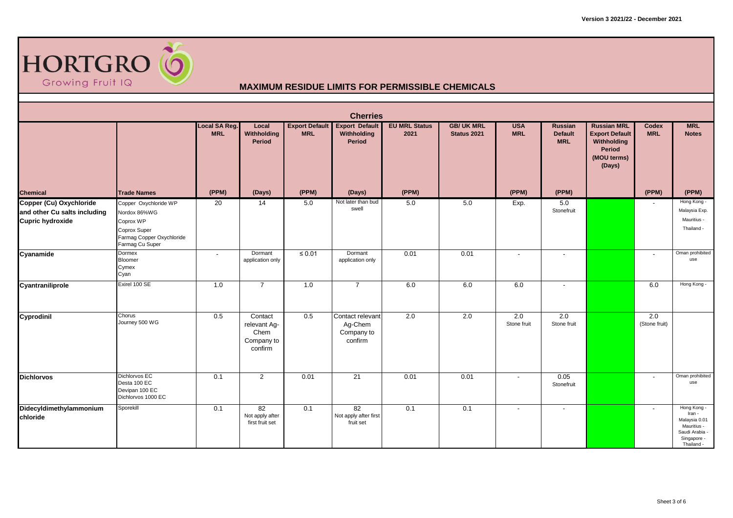Version 3 2021/22 - December 2021

HORTGRO
Growing Fruit IQ

## MAXIMUM RESIDUE LIMITS FOR PERMISSIBLE CHEMICALS

### Cherries

| Chemical | Trade Names | Local SA Reg. MRL (PPM) | Local Withholding Period (Days) | Export Default MRL (PPM) | Export Default Withholding Period (Days) | EU MRL Status 2021 (PPM) | GB/ UK MRL Status 2021 | USA MRL (PPM) | Russian Default MRL (PPM) | Russian MRL Export Default Withholding Period (MOU terms) (Days) | Codex MRL (PPM) | MRL Notes (PPM) |
|---|---|---|---|---|---|---|---|---|---|---|---|---|
| **Copper (Cu) Oxychloride and other Cu salts including Cupric hydroxide** | Copper Oxychloride WP<br>Nordox 86%WG<br>Coprox WP<br>Coprox Super<br>Farmag Copper Oxychloride<br>Farmag Cu Super | 20 | 14 | 5.0 | Not later than bud swell | 5.0 | 5.0 | Exp. | 5.0 Stonefruit | | - | Hong Kong -<br>Malaysia Exp.<br>Mauritius -<br>Thailand - |
| **Cyanamide** | Dormex<br>Bloomer<br>Cymex<br>Cyan | - | Dormant application only | ≤ 0.01 | Dormant application only | 0.01 | 0.01 | - | - | | - | Oman prohibited use |
| **Cyantraniliprole** | Exirel 100 SE | 1.0 | 7 | 1.0 | 7 | 6.0 | 6.0 | 6.0 | - | | 6.0 | Hong Kong - |
| **Cyprodinil** | Chorus<br>Journey 500 WG | 0.5 | Contact relevant Ag-Chem Company to confirm | 0.5 | Contact relevant Ag-Chem Company to confirm | 2.0 | 2.0 | 2.0 Stone fruit | 2.0 Stone fruit | | 2.0 (Stone fruit) | |
| **Dichlorvos** | Dichlorvos EC<br>Desta 100 EC<br>Devipan 100 EC<br>Dichlorvos 1000 EC | 0.1 | 2 | 0.01 | 21 | 0.01 | 0.01 | - | 0.05 Stonefruit | | - | Oman prohibited use |
| **Didecyldimethylammonium chloride** | Sporekill | 0.1 | 82 Not apply after first fruit set | 0.1 | 82 Not apply after first fruit set | 0.1 | 0.1 | - | - | | - | Hong Kong -<br>Iran -<br>Malaysia 0.01<br>Mauritius -<br>Saudi Arabia -<br>Singapore -<br>Thailand - |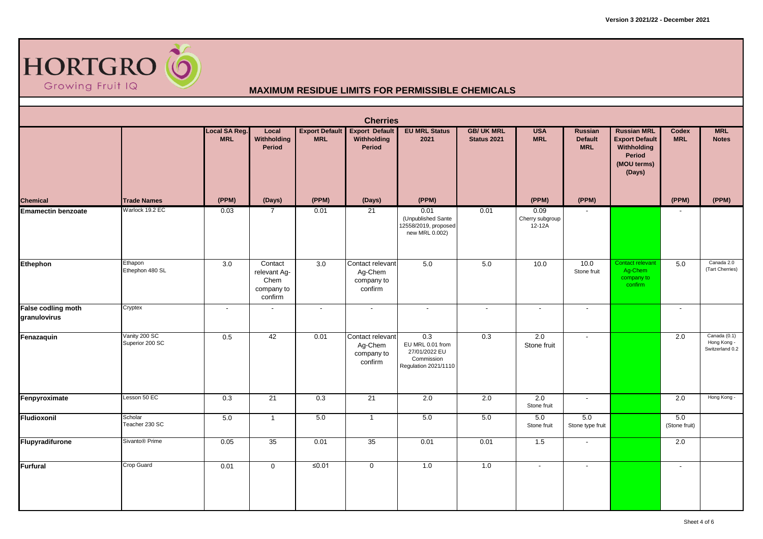Version 3 2021/22 - December 2021

# HORTGRO
Growing Fruit IQ

## MAXIMUM RESIDUE LIMITS FOR PERMISSIBLE CHEMICALS

### Cherries

| Chemical | Trade Names | Local SA Reg. MRL | Local Withholding Period | Export Default MRL | Export Default Withholding Period | EU MRL Status 2021 | GB/ UK MRL Status 2021 | USA MRL | Russian Default MRL | Russian MRL Export Default Withholding Period (MOU terms) (Days) | Codex MRL | MRL Notes |
|---|---|---|---|---|---|---|---|---|---|---|---|---|
| | | (PPM) | (Days) | (PPM) | (Days) | (PPM) | | (PPM) | (PPM) | | (PPM) | (PPM) |
| **Emamectin benzoate** | Warlock 19.2 EC | 0.03 | 7 | 0.01 | 21 | 0.01 (Unpublished Sante 12558/2019, proposed new MRL 0.002) | 0.01 | 0.09 Cherry subgroup 12-12A | - | | - | |
| **Ethephon** | Ethapon<br>Ethephon 480 SL | 3.0 | Contact relevant Ag-Chem company to confirm | 3.0 | Contact relevant Ag-Chem company to confirm | 5.0 | 5.0 | 10.0 | 10.0 Stone fruit | Contact relevant Ag-Chem company to confirm | 5.0 | Canada 2.0 (Tart Cherries) |
| **False codling moth granulovirus** | Cryptex | - | - | - | - | - | - | - | - | | - | |
| **Fenazaquin** | Vanity 200 SC<br>Superior 200 SC | 0.5 | 42 | 0.01 | Contact relevant Ag-Chem company to confirm | 0.3 EU MRL 0.01 from 27/01/2022 EU Commission Regulation 2021/1110 | 0.3 | 2.0 Stone fruit | - | | 2.0 | Canada (0.1) Hong Kong - Switzerland 0.2 |
| **Fenpyroximate** | Lesson 50 EC | 0.3 | 21 | 0.3 | 21 | 2.0 | 2.0 | 2.0 Stone fruit | - | | 2.0 | Hong Kong - |
| **Fludioxonil** | Scholar<br>Teacher 230 SC | 5.0 | 1 | 5.0 | 1 | 5.0 | 5.0 | 5.0 Stone fruit | 5.0 Stone type fruit | | 5.0 (Stone fruit) | |
| **Flupyradifurone** | Sivanto® Prime | 0.05 | 35 | 0.01 | 35 | 0.01 | 0.01 | 1.5 | - | | 2.0 | |
| **Furfural** | Crop Guard | 0.01 | 0 | ≤0.01 | 0 | 1.0 | 1.0 | - | - | | - | |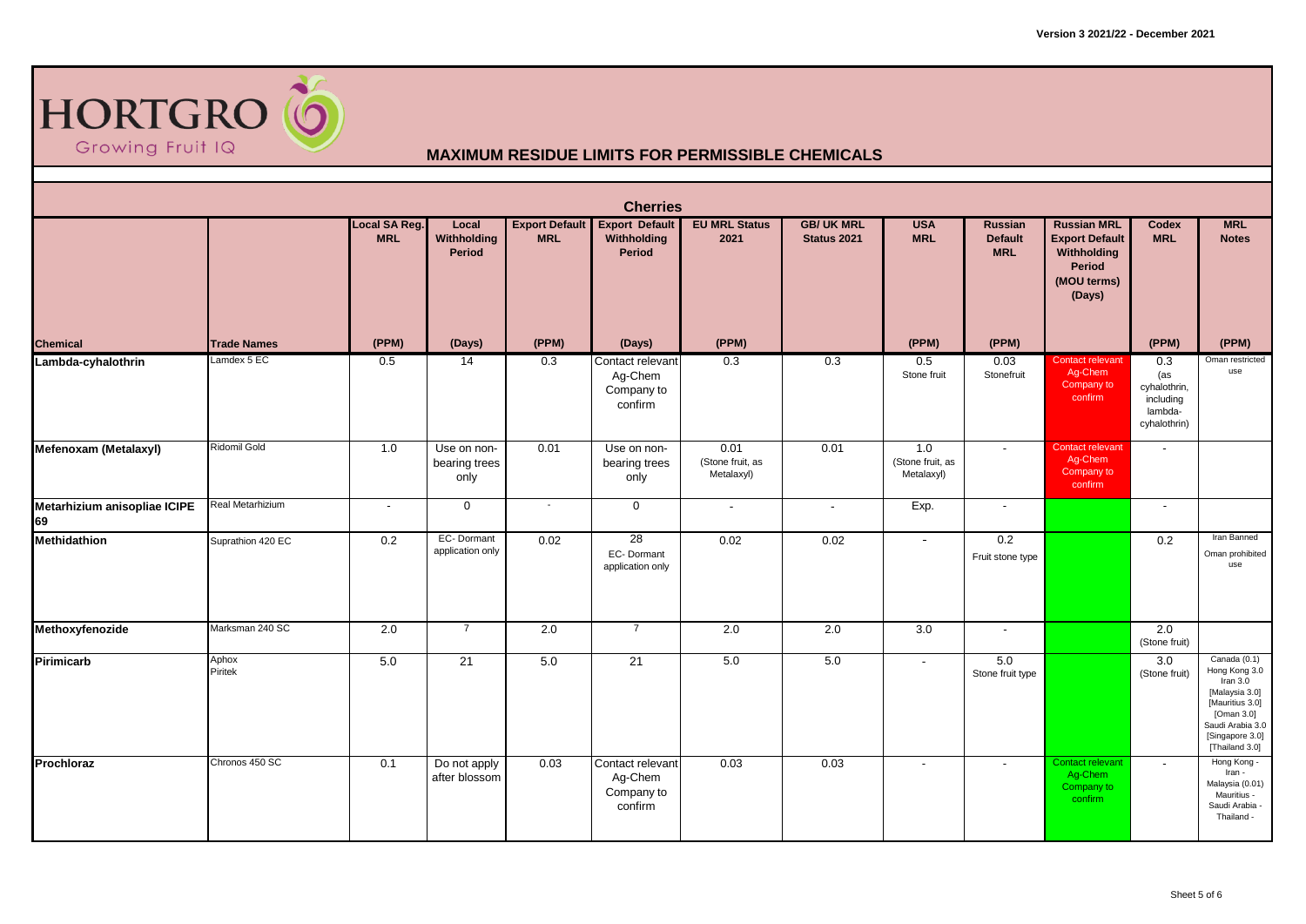HORTGRO
Growing Fruit IQ

## MAXIMUM RESIDUE LIMITS FOR PERMISSIBLE CHEMICALS

### Cherries

| Chemical | Trade Names | Local SA Reg. MRL (PPM) | Local Withholding Period (Days) | Export Default MRL (PPM) | Export Default Withholding Period (Days) | EU MRL Status 2021 (PPM) | GB/ UK MRL Status 2021 | USA MRL (PPM) | Russian Default MRL (PPM) | Russian MRL Export Default Withholding Period (MOU terms) (Days) | Codex MRL (PPM) | MRL Notes (PPM) |
|---|---|---|---|---|---|---|---|---|---|---|---|---|
| **Lambda-cyhalothrin** | Lamdex 5 EC | 0.5 | 14 | 0.3 | Contact relevant Ag-Chem Company to confirm | 0.3 | 0.3 | 0.5 Stone fruit | 0.03 Stonefruit | Contact relevant Ag-Chem Company to confirm | 0.3 (as cyhalothrin, including lambda-cyhalothrin) | Oman restricted use |
| **Mefenoxam (Metalaxyl)** | Ridomil Gold | 1.0 | Use on non-bearing trees only | 0.01 | Use on non-bearing trees only | 0.01 (Stone fruit, as Metalaxyl) | 0.01 | 1.0 (Stone fruit, as Metalaxyl) | - | Contact relevant Ag-Chem Company to confirm | - | |
| **Metarhizium anisopliae ICIPE 69** | Real Metarhizium | - | 0 | - | 0 | - | - | Exp. | - | | - | |
| **Methidathion** | Suprathion 420 EC | 0.2 | EC- Dormant application only | 0.02 | 28 EC- Dormant application only | 0.02 | 0.02 | - | 0.2 Fruit stone type | | 0.2 | Iran Banned Oman prohibited use |
| **Methoxyfenozide** | Marksman 240 SC | 2.0 | 7 | 2.0 | 7 | 2.0 | 2.0 | 3.0 | - | | 2.0 (Stone fruit) | |
| **Pirimicarb** | Aphox Piritek | 5.0 | 21 | 5.0 | 21 | 5.0 | 5.0 | - | 5.0 Stone fruit type | | 3.0 (Stone fruit) | Canada (0.1) Hong Kong 3.0 Iran 3.0 [Malaysia 3.0] [Mauritius 3.0] [Oman 3.0] Saudi Arabia 3.0 [Singapore 3.0] [Thailand 3.0] |
| **Prochloraz** | Chronos 450 SC | 0.1 | Do not apply after blossom | 0.03 | Contact relevant Ag-Chem Company to confirm | 0.03 | 0.03 | - | - | Contact relevant Ag-Chem Company to confirm | - | Hong Kong - Iran - Malaysia (0.01) Mauritius - Saudi Arabia - Thailand - |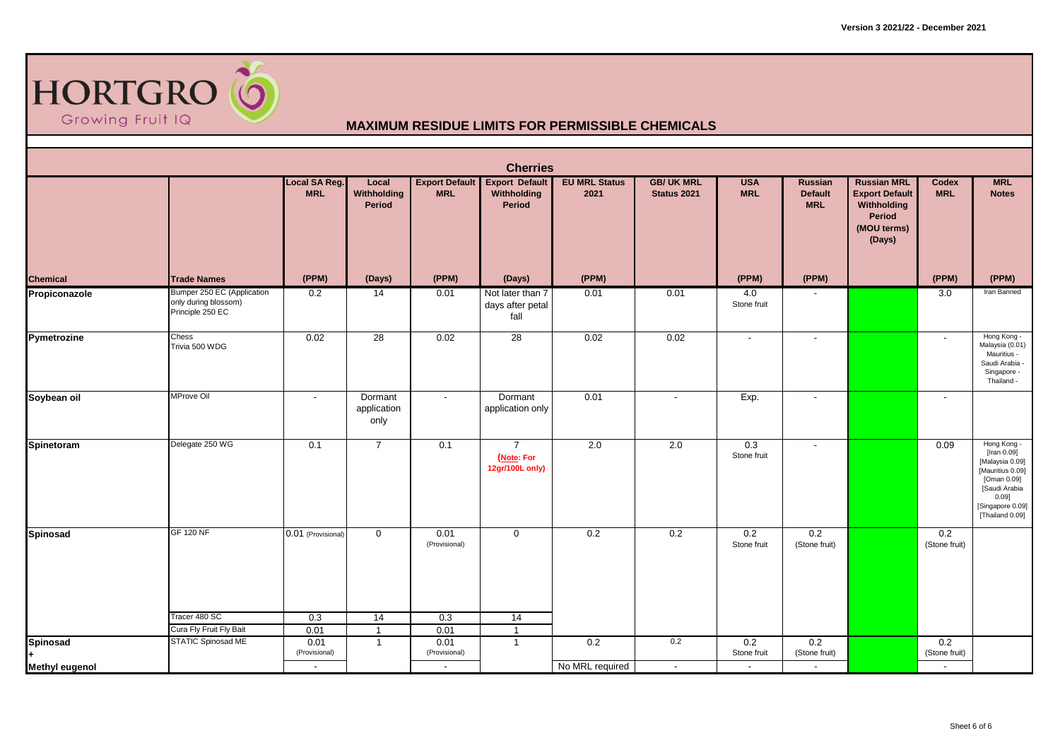HORTGRO
Growing Fruit IQ

## MAXIMUM RESIDUE LIMITS FOR PERMISSIBLE CHEMICALS

### Cherries

| Chemical | Trade Names | Local SA Reg. MRL (PPM) | Local Withholding Period (Days) | Export Default MRL (PPM) | Export Default Withholding Period (Days) | EU MRL Status 2021 (PPM) | GB/ UK MRL Status 2021 | USA MRL (PPM) | Russian Default MRL (PPM) | Russian MRL Export Default Withholding Period (MOU terms) (Days) | Codex MRL (PPM) | MRL Notes (PPM) |
|---|---|---|---|---|---|---|---|---|---|---|---|---|
| **Propiconazole** | Bumper 250 EC (Application only during blossom) Principle 250 EC | 0.2 | 14 | 0.01 | Not later than 7 days after petal fall | 0.01 | 0.01 | 4.0 Stone fruit | - | | 3.0 | Iran Banned |
| **Pymetrozine** | Chess Trivia 500 WDG | 0.02 | 28 | 0.02 | 28 | 0.02 | 0.02 | - | - | | - | Hong Kong - Malaysia (0.01) Mauritius - Saudi Arabia - Singapore - Thailand - |
| **Soybean oil** | MProve Oil | - | Dormant application only | - | Dormant application only | 0.01 | - | Exp. | - | | - | |
| **Spinetoram** | Delegate 250 WG | 0.1 | 7 | 0.1 | 7 (**Note: For 12gr/100L only**) | 2.0 | 2.0 | 0.3 Stone fruit | - | | 0.09 | Hong Kong - [Iran 0.09] [Malaysia 0.09] [Mauritius 0.09] [Oman 0.09] [Saudi Arabia 0.09] [Singapore 0.09] [Thailand 0.09] |
| **Spinosad** | GF 120 NF | 0.01 (Provisional) | 0 | 0.01 (Provisional) | 0 | 0.2 | 0.2 | 0.2 Stone fruit | 0.2 (Stone fruit) | | 0.2 (Stone fruit) | |
| | Tracer 480 SC | 0.3 | 14 | 0.3 | 14 | | | | | | | |
| | Cura Fly Fruit Fly Bait | 0.01 | 1 | 0.01 | 1 | | | | | | | |
| **Spinosad +** | STATIC Spinosad ME | 0.01 (Provisional) | 1 | 0.01 (Provisional) | 1 | 0.2 | 0.2 | 0.2 Stone fruit | 0.2 (Stone fruit) | | 0.2 (Stone fruit) | |
| **Methyl eugenol** | | - | | - | | No MRL required | - | - | - | | - | |